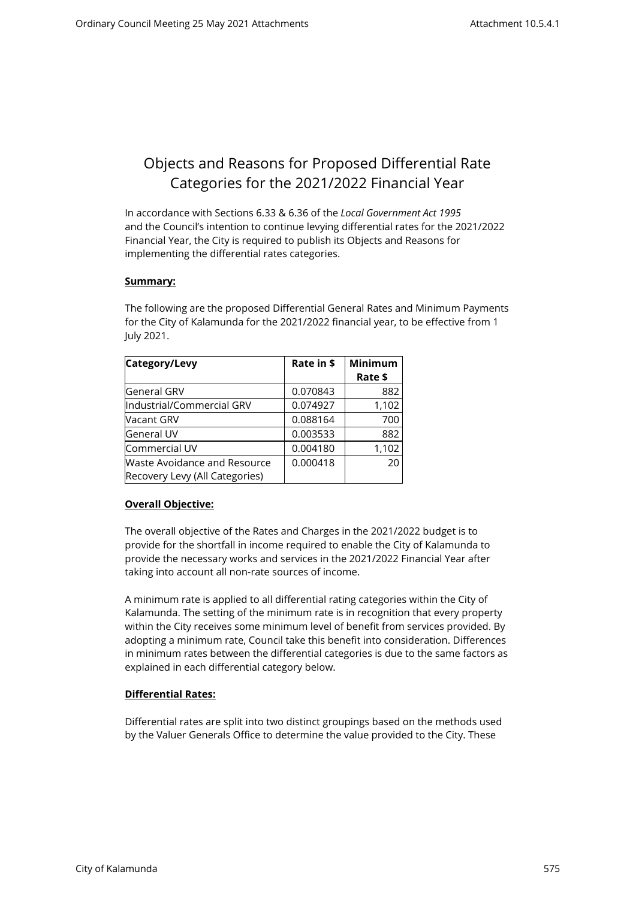# Objects and Reasons for Proposed Differential Rate Categories for the 2021/2022 Financial Year

In accordance with Sections 6.33 & 6.36 of the *Local Government Act 1995* and the Council's intention to continue levying differential rates for the 2021/2022 Financial Year, the City is required to publish its Objects and Reasons for implementing the differential rates categories.

**Summary:**

The following are the proposed Differential General Rates and Minimum Payments for the City of Kalamunda for the 2021/2022 financial year, to be effective from 1 July 2021.

| Category/Levy | Rate in $ | Minimum Rate $ |
|---|---|---|
| General GRV | 0.070843 | 882 |
| Industrial/Commercial GRV | 0.074927 | 1,102 |
| Vacant GRV | 0.088164 | 700 |
| General UV | 0.003533 | 882 |
| Commercial UV | 0.004180 | 1,102 |
| Waste Avoidance and Resource Recovery Levy (All Categories) | 0.000418 | 20 |

**Overall Objective:**

The overall objective of the Rates and Charges in the 2021/2022 budget is to provide for the shortfall in income required to enable the City of Kalamunda to provide the necessary works and services in the 2021/2022 Financial Year after taking into account all non-rate sources of income.

A minimum rate is applied to all differential rating categories within the City of Kalamunda. The setting of the minimum rate is in recognition that every property within the City receives some minimum level of benefit from services provided. By adopting a minimum rate, Council take this benefit into consideration. Differences in minimum rates between the differential categories is due to the same factors as explained in each differential category below.

**Differential Rates:**

Differential rates are split into two distinct groupings based on the methods used by the Valuer Generals Office to determine the value provided to the City. These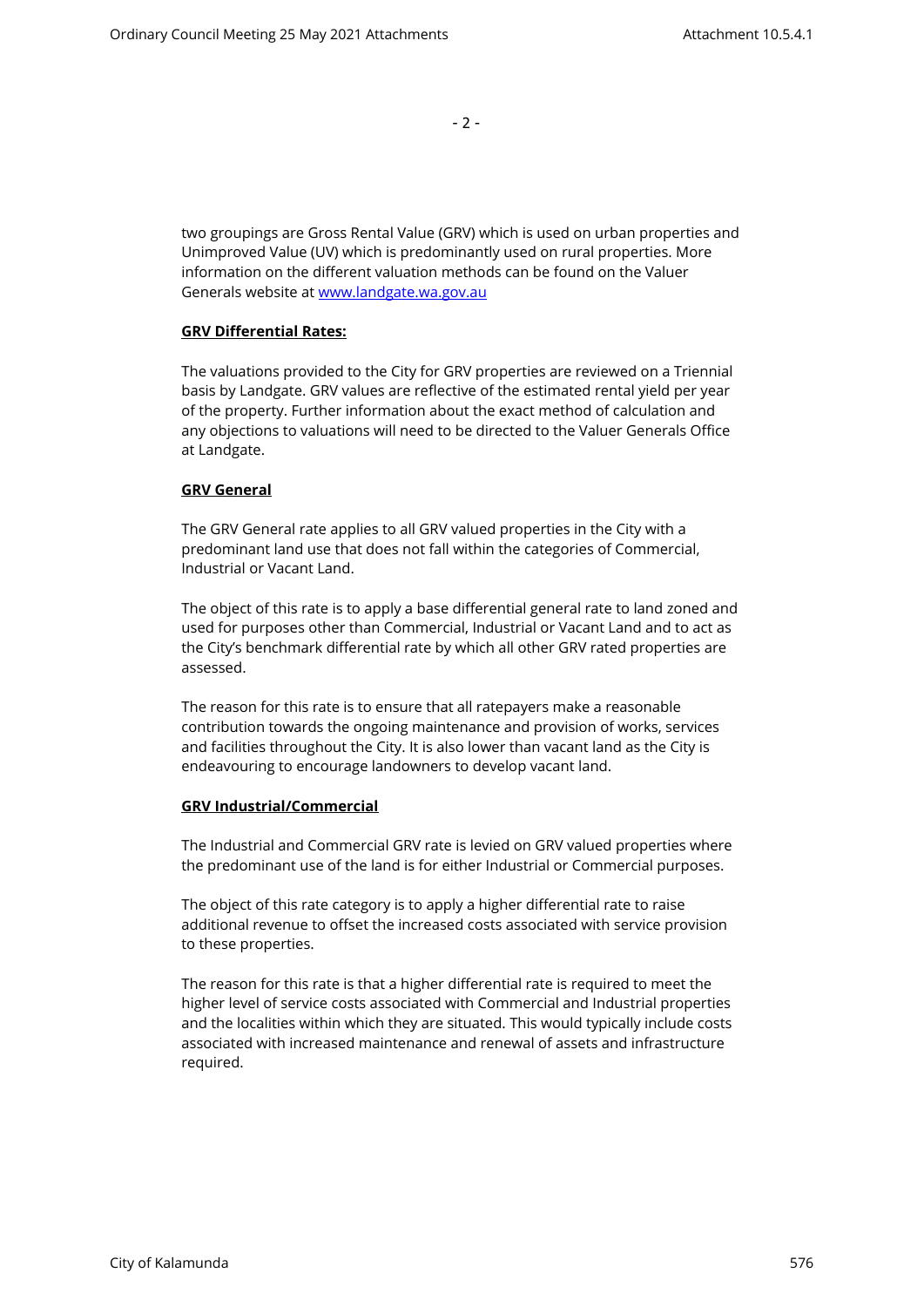two groupings are Gross Rental Value (GRV) which is used on urban properties and Unimproved Value (UV) which is predominantly used on rural properties. More information on the different valuation methods can be found on the Valuer Generals website at [www.landgate.wa.gov.au](www.landgate.wa.gov.au)

**GRV Differential Rates:**

The valuations provided to the City for GRV properties are reviewed on a Triennial basis by Landgate. GRV values are reflective of the estimated rental yield per year of the property. Further information about the exact method of calculation and any objections to valuations will need to be directed to the Valuer Generals Office at Landgate.

**GRV General**

The GRV General rate applies to all GRV valued properties in the City with a predominant land use that does not fall within the categories of Commercial, Industrial or Vacant Land.

The object of this rate is to apply a base differential general rate to land zoned and used for purposes other than Commercial, Industrial or Vacant Land and to act as the City's benchmark differential rate by which all other GRV rated properties are assessed.

The reason for this rate is to ensure that all ratepayers make a reasonable contribution towards the ongoing maintenance and provision of works, services and facilities throughout the City. It is also lower than vacant land as the City is endeavouring to encourage landowners to develop vacant land.

**GRV Industrial/Commercial**

The Industrial and Commercial GRV rate is levied on GRV valued properties where the predominant use of the land is for either Industrial or Commercial purposes.

The object of this rate category is to apply a higher differential rate to raise additional revenue to offset the increased costs associated with service provision to these properties.

The reason for this rate is that a higher differential rate is required to meet the higher level of service costs associated with Commercial and Industrial properties and the localities within which they are situated. This would typically include costs associated with increased maintenance and renewal of assets and infrastructure required.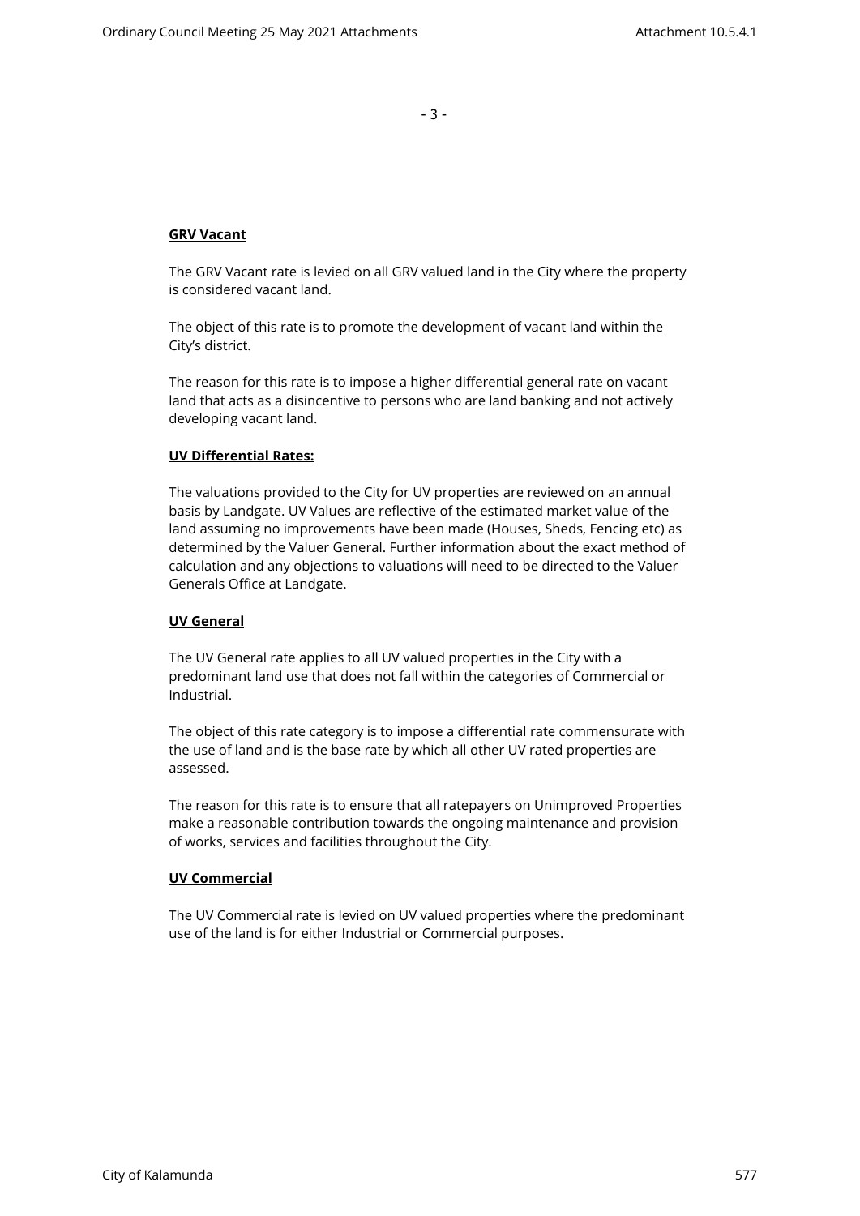**GRV Vacant**

The GRV Vacant rate is levied on all GRV valued land in the City where the property is considered vacant land.

The object of this rate is to promote the development of vacant land within the City's district.

The reason for this rate is to impose a higher differential general rate on vacant land that acts as a disincentive to persons who are land banking and not actively developing vacant land.

**UV Differential Rates:**

The valuations provided to the City for UV properties are reviewed on an annual basis by Landgate. UV Values are reflective of the estimated market value of the land assuming no improvements have been made (Houses, Sheds, Fencing etc) as determined by the Valuer General. Further information about the exact method of calculation and any objections to valuations will need to be directed to the Valuer Generals Office at Landgate.

**UV General**

The UV General rate applies to all UV valued properties in the City with a predominant land use that does not fall within the categories of Commercial or Industrial.

The object of this rate category is to impose a differential rate commensurate with the use of land and is the base rate by which all other UV rated properties are assessed.

The reason for this rate is to ensure that all ratepayers on Unimproved Properties make a reasonable contribution towards the ongoing maintenance and provision of works, services and facilities throughout the City.

**UV Commercial**

The UV Commercial rate is levied on UV valued properties where the predominant use of the land is for either Industrial or Commercial purposes.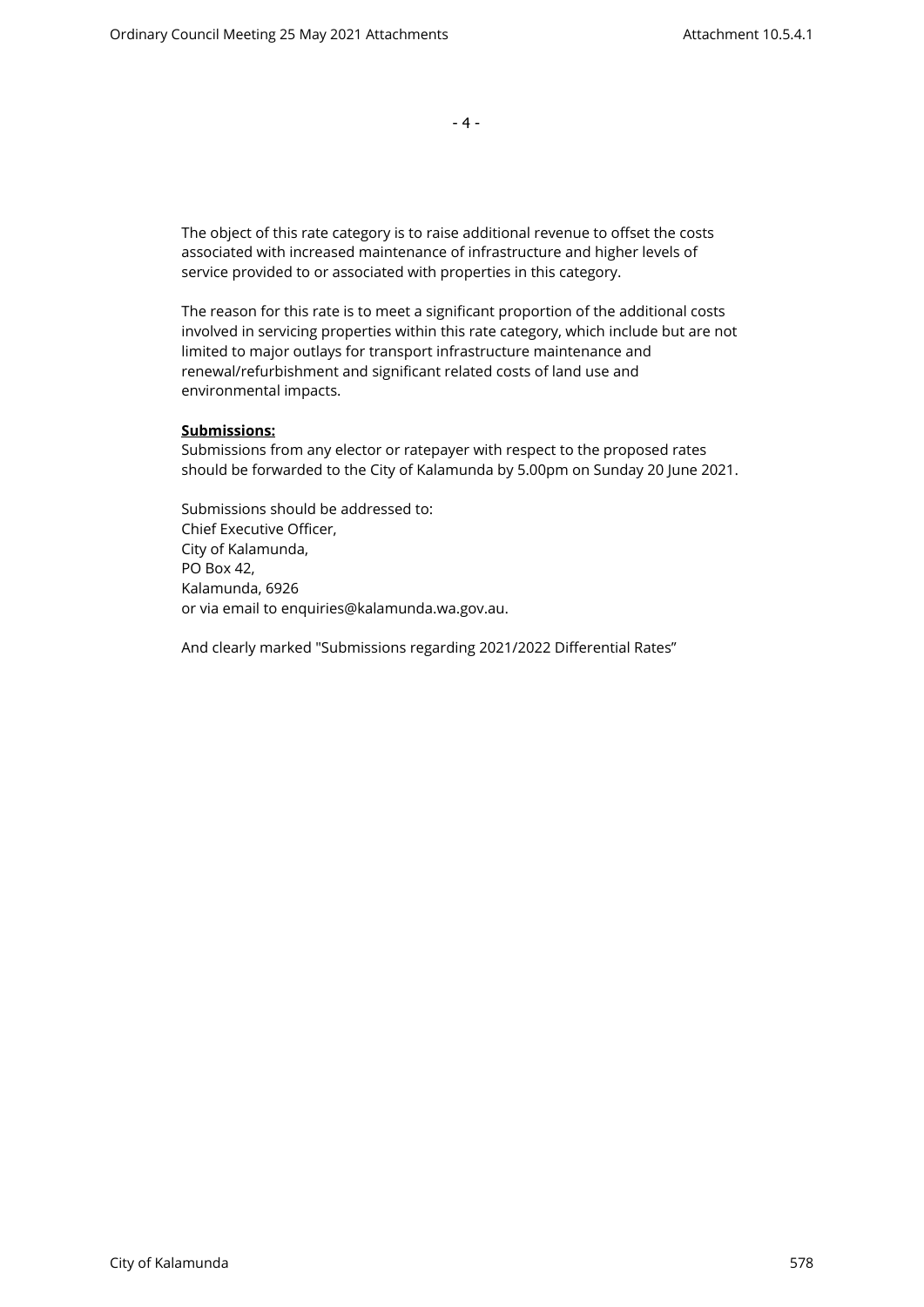The object of this rate category is to raise additional revenue to offset the costs associated with increased maintenance of infrastructure and higher levels of service provided to or associated with properties in this category.

The reason for this rate is to meet a significant proportion of the additional costs involved in servicing properties within this rate category, which include but are not limited to major outlays for transport infrastructure maintenance and renewal/refurbishment and significant related costs of land use and environmental impacts.

**Submissions:**

Submissions from any elector or ratepayer with respect to the proposed rates should be forwarded to the City of Kalamunda by 5.00pm on Sunday 20 June 2021.

Submissions should be addressed to:
Chief Executive Officer,
City of Kalamunda,
PO Box 42,
Kalamunda, 6926
or via email to enquiries@kalamunda.wa.gov.au.

And clearly marked "Submissions regarding 2021/2022 Differential Rates”